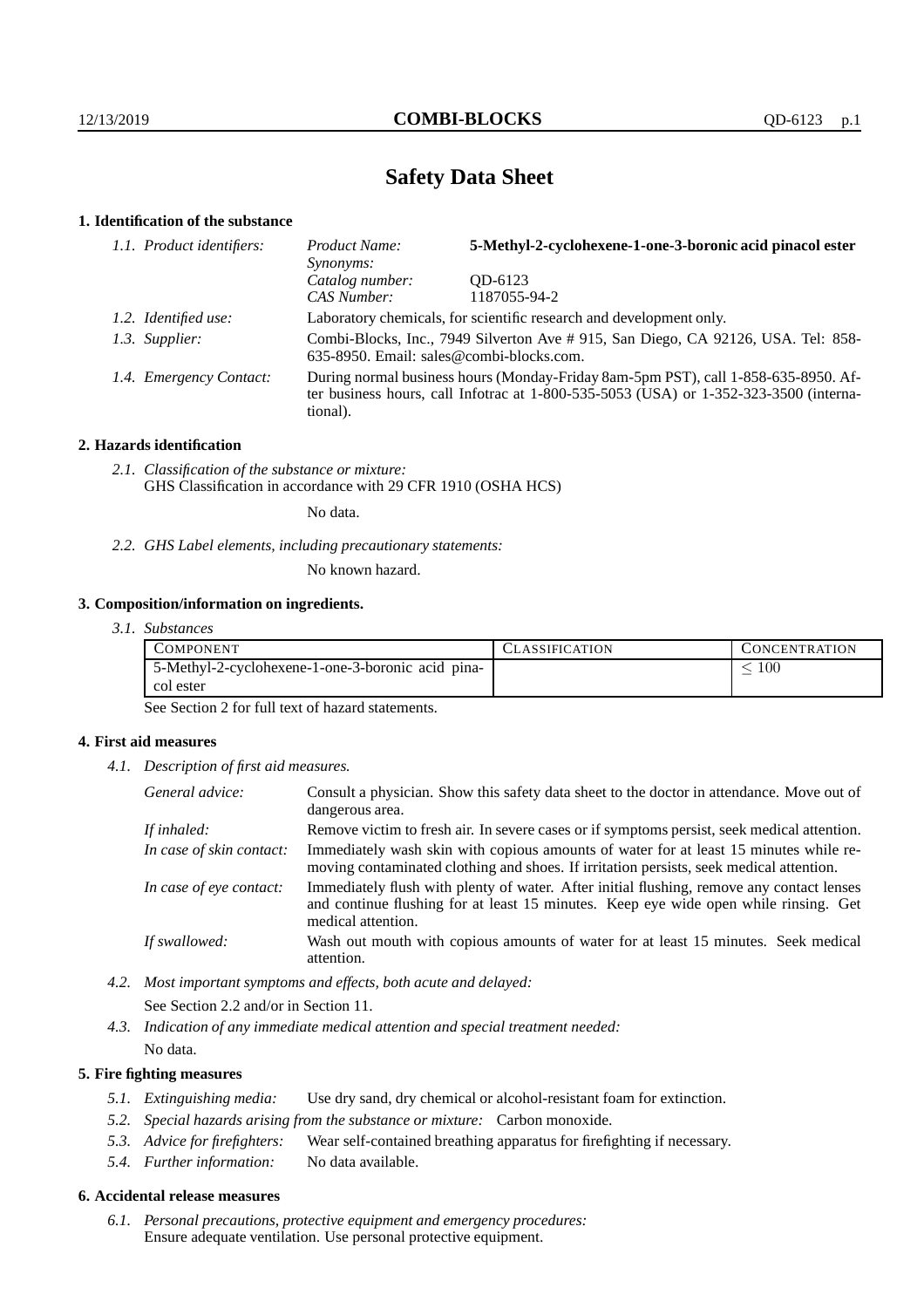# Safety Data Sheet

## 1. Identification of the substance

*1.1. Product identifiers:*

| | |
|---|---|
| *Product Name:* | **5-Methyl-2-cyclohexene-1-one-3-boronic acid pinacol ester** |
| *Synonyms:* | |
| *Catalog number:* | QD-6123 |
| *CAS Number:* | 1187055-94-2 |

*1.2. Identified use:* Laboratory chemicals, for scientific research and development only.

*1.3. Supplier:* Combi-Blocks, Inc., 7949 Silverton Ave # 915, San Diego, CA 92126, USA. Tel: 858-635-8950. Email: sales@combi-blocks.com.

*1.4. Emergency Contact:* During normal business hours (Monday-Friday 8am-5pm PST), call 1-858-635-8950. After business hours, call Infotrac at 1-800-535-5053 (USA) or 1-352-323-3500 (international).

## 2. Hazards identification

*2.1. Classification of the substance or mixture:*
GHS Classification in accordance with 29 CFR 1910 (OSHA HCS)

No data.

*2.2. GHS Label elements, including precautionary statements:*

No known hazard.

## 3. Composition/information on ingredients.

*3.1. Substances*

| COMPONENT | CLASSIFICATION | CONCENTRATION |
|---|---|---|
| 5-Methyl-2-cyclohexene-1-one-3-boronic acid pinacol ester | | $\leq 100$ |

See Section 2 for full text of hazard statements.

## 4. First aid measures

*4.1. Description of first aid measures.*

*General advice:* Consult a physician. Show this safety data sheet to the doctor in attendance. Move out of dangerous area.

*If inhaled:* Remove victim to fresh air. In severe cases or if symptoms persist, seek medical attention.

*In case of skin contact:* Immediately wash skin with copious amounts of water for at least 15 minutes while removing contaminated clothing and shoes. If irritation persists, seek medical attention.

*In case of eye contact:* Immediately flush with plenty of water. After initial flushing, remove any contact lenses and continue flushing for at least 15 minutes. Keep eye wide open while rinsing. Get medical attention.

*If swallowed:* Wash out mouth with copious amounts of water for at least 15 minutes. Seek medical attention.

*4.2. Most important symptoms and effects, both acute and delayed:*

See Section 2.2 and/or in Section 11.

*4.3. Indication of any immediate medical attention and special treatment needed:*

No data.

## 5. Fire fighting measures

*5.1. Extinguishing media:* Use dry sand, dry chemical or alcohol-resistant foam for extinction.

*5.2. Special hazards arising from the substance or mixture:* Carbon monoxide.

*5.3. Advice for firefighters:* Wear self-contained breathing apparatus for firefighting if necessary.

*5.4. Further information:* No data available.

## 6. Accidental release measures

*6.1. Personal precautions, protective equipment and emergency procedures:*
Ensure adequate ventilation. Use personal protective equipment.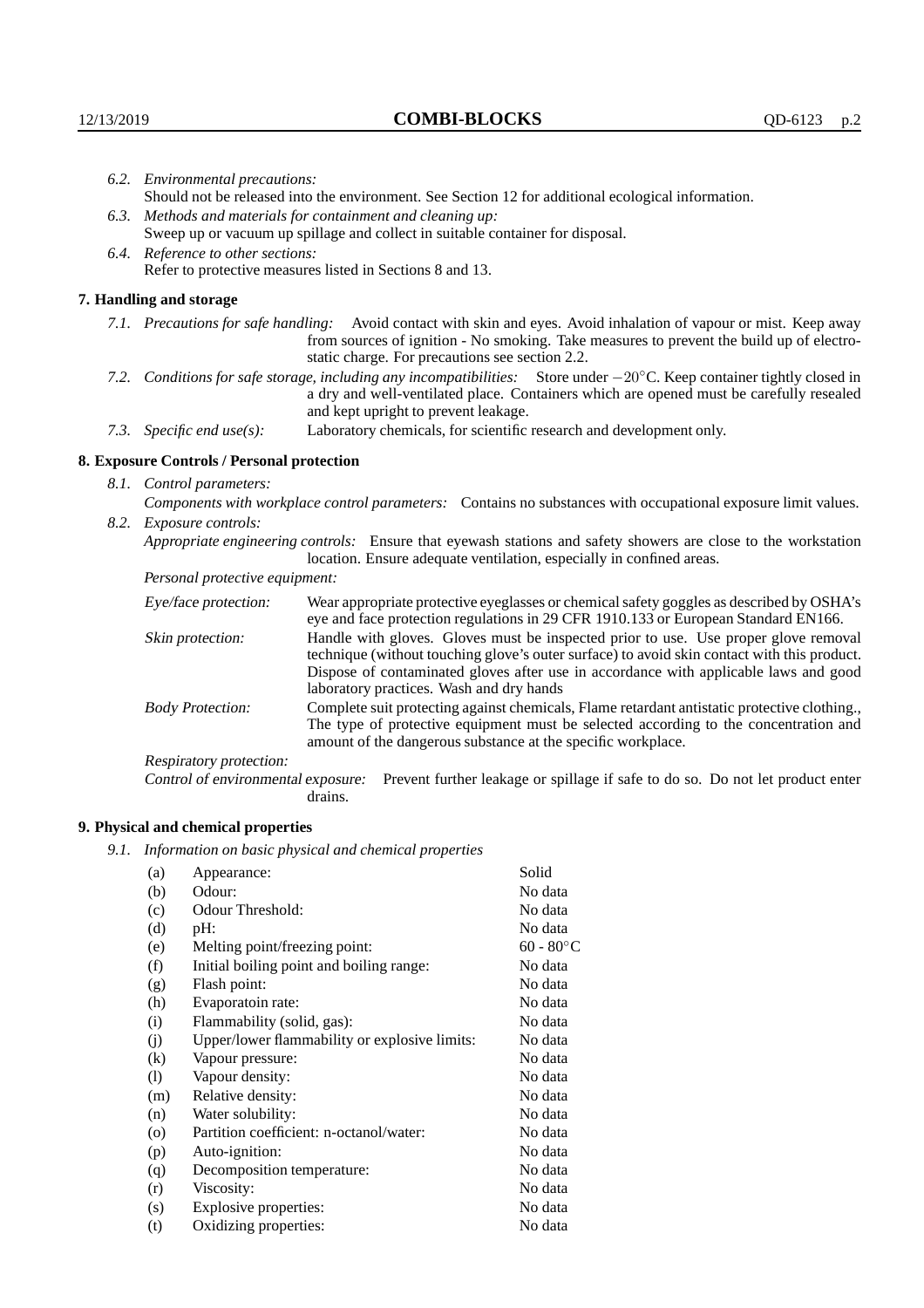*6.2. Environmental precautions:*
Should not be released into the environment. See Section 12 for additional ecological information.

*6.3. Methods and materials for containment and cleaning up:*
Sweep up or vacuum up spillage and collect in suitable container for disposal.

*6.4. Reference to other sections:*
Refer to protective measures listed in Sections 8 and 13.

## 7. Handling and storage

*7.1. Precautions for safe handling:* Avoid contact with skin and eyes. Avoid inhalation of vapour or mist. Keep away from sources of ignition - No smoking. Take measures to prevent the build up of electrostatic charge. For precautions see section 2.2.

*7.2. Conditions for safe storage, including any incompatibilities:* Store under $-20^{\circ}$C. Keep container tightly closed in a dry and well-ventilated place. Containers which are opened must be carefully resealed and kept upright to prevent leakage.

*7.3. Specific end use(s):* Laboratory chemicals, for scientific research and development only.

## 8. Exposure Controls / Personal protection

*8.1. Control parameters:*
*Components with workplace control parameters:* Contains no substances with occupational exposure limit values.

*8.2. Exposure controls:*
*Appropriate engineering controls:* Ensure that eyewash stations and safety showers are close to the workstation location. Ensure adequate ventilation, especially in confined areas.

*Personal protective equipment:*

*Eye/face protection:* Wear appropriate protective eyeglasses or chemical safety goggles as described by OSHA's eye and face protection regulations in 29 CFR 1910.133 or European Standard EN166.

*Skin protection:* Handle with gloves. Gloves must be inspected prior to use. Use proper glove removal technique (without touching glove's outer surface) to avoid skin contact with this product. Dispose of contaminated gloves after use in accordance with applicable laws and good laboratory practices. Wash and dry hands

*Body Protection:* Complete suit protecting against chemicals, Flame retardant antistatic protective clothing., The type of protective equipment must be selected according to the concentration and amount of the dangerous substance at the specific workplace.

*Respiratory protection:*

*Control of environmental exposure:* Prevent further leakage or spillage if safe to do so. Do not let product enter drains.

## 9. Physical and chemical properties

*9.1. Information on basic physical and chemical properties*

| | | |
|---|---|---|
| (a) | Appearance: | Solid |
| (b) | Odour: | No data |
| (c) | Odour Threshold: | No data |
| (d) | pH: | No data |
| (e) | Melting point/freezing point: | 60 - 80$^{\circ}$C |
| (f) | Initial boiling point and boiling range: | No data |
| (g) | Flash point: | No data |
| (h) | Evaporatoin rate: | No data |
| (i) | Flammability (solid, gas): | No data |
| (j) | Upper/lower flammability or explosive limits: | No data |
| (k) | Vapour pressure: | No data |
| (l) | Vapour density: | No data |
| (m) | Relative density: | No data |
| (n) | Water solubility: | No data |
| (o) | Partition coefficient: n-octanol/water: | No data |
| (p) | Auto-ignition: | No data |
| (q) | Decomposition temperature: | No data |
| (r) | Viscosity: | No data |
| (s) | Explosive properties: | No data |
| (t) | Oxidizing properties: | No data |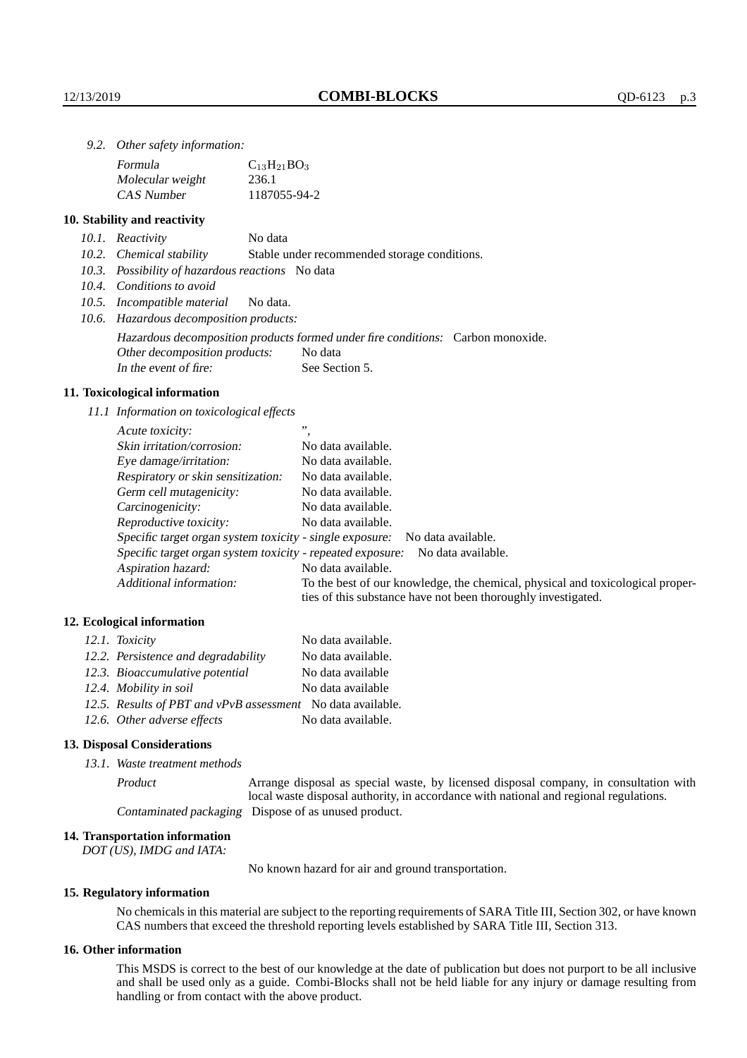*9.2. Other safety information:*

| | |
|---|---|
| *Formula* | $C_{13}H_{21}BO_3$ |
| *Molecular weight* | 236.1 |
| *CAS Number* | 1187055-94-2 |

## 10. Stability and reactivity

*10.1. Reactivity* No data

*10.2. Chemical stability* Stable under recommended storage conditions.

*10.3. Possibility of hazardous reactions* No data

*10.4. Conditions to avoid*

*10.5. Incompatible material* No data.

*10.6. Hazardous decomposition products:*

*Hazardous decomposition products formed under fire conditions:* Carbon monoxide.

*Other decomposition products:* No data

*In the event of fire:* See Section 5.

## 11. Toxicological information

*11.1 Information on toxicological effects*

| | |
|---|---|
| *Acute toxicity:* | ”, |
| *Skin irritation/corrosion:* | No data available. |
| *Eye damage/irritation:* | No data available. |
| *Respiratory or skin sensitization:* | No data available. |
| *Germ cell mutagenicity:* | No data available. |
| *Carcinogenicity:* | No data available. |
| *Reproductive toxicity:* | No data available. |
| *Specific target organ system toxicity - single exposure:* | No data available. |
| *Specific target organ system toxicity - repeated exposure:* | No data available. |
| *Aspiration hazard:* | No data available. |
| *Additional information:* | To the best of our knowledge, the chemical, physical and toxicological properties of this substance have not been thoroughly investigated. |

## 12. Ecological information

| | |
|---|---|
| *12.1. Toxicity* | No data available. |
| *12.2. Persistence and degradability* | No data available. |
| *12.3. Bioaccumulative potential* | No data available |
| *12.4. Mobility in soil* | No data available |
| *12.5. Results of PBT and vPvB assessment* | No data available. |
| *12.6. Other adverse effects* | No data available. |

## 13. Disposal Considerations

*13.1. Waste treatment methods*

*Product* Arrange disposal as special waste, by licensed disposal company, in consultation with local waste disposal authority, in accordance with national and regional regulations.

*Contaminated packaging* Dispose of as unused product.

## 14. Transportation information

*DOT (US), IMDG and IATA:*

No known hazard for air and ground transportation.

## 15. Regulatory information

No chemicals in this material are subject to the reporting requirements of SARA Title III, Section 302, or have known CAS numbers that exceed the threshold reporting levels established by SARA Title III, Section 313.

## 16. Other information

This MSDS is correct to the best of our knowledge at the date of publication but does not purport to be all inclusive and shall be used only as a guide. Combi-Blocks shall not be held liable for any injury or damage resulting from handling or from contact with the above product.